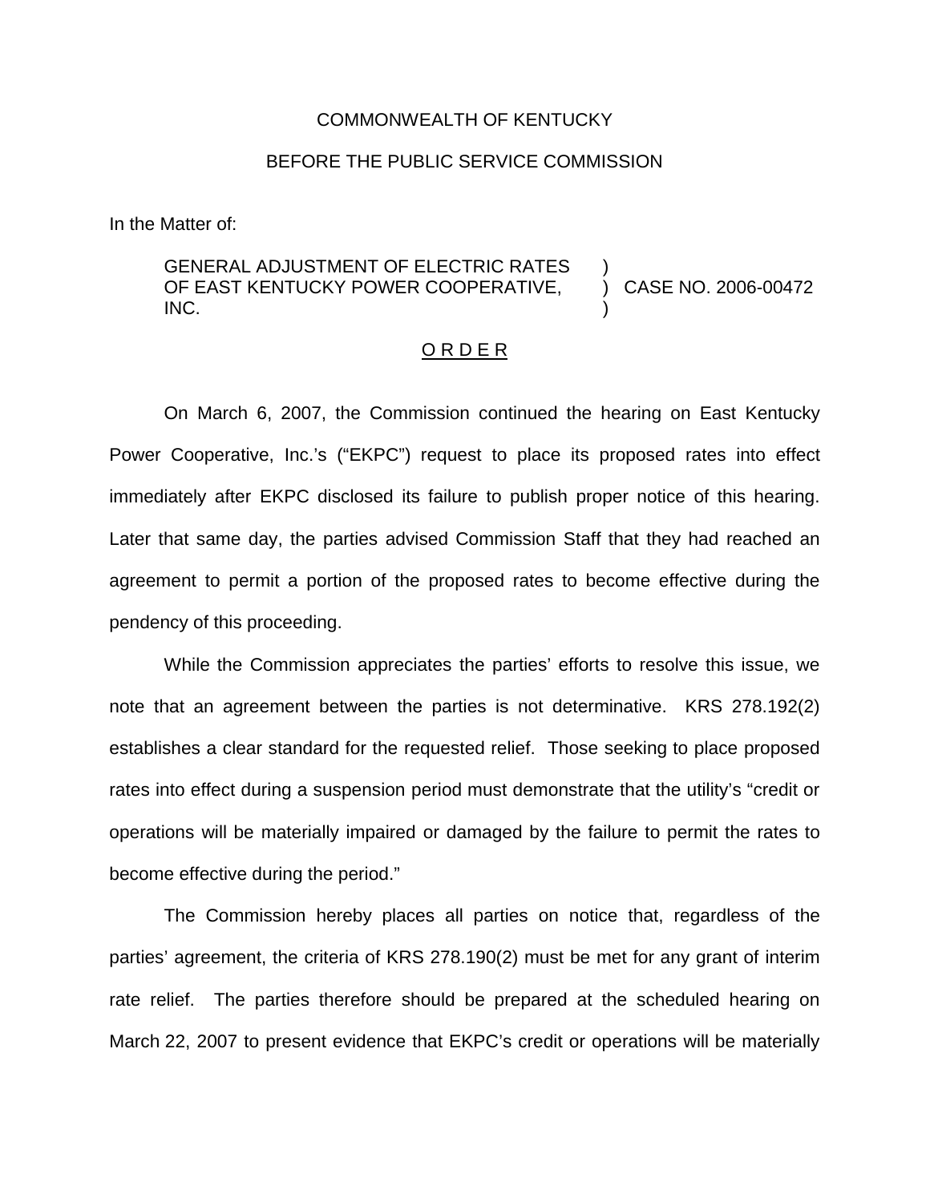COMMONWEALTH OF KENTUCKY

BEFORE THE PUBLIC SERVICE COMMISSION

In the Matter of:

| | | |
|---|---|---|
| GENERAL ADJUSTMENT OF ELECTRIC RATES OF EAST KENTUCKY POWER COOPERATIVE, INC. | ) ) ) | CASE NO. 2006-00472 |

O R D E R

On March 6, 2007, the Commission continued the hearing on East Kentucky Power Cooperative, Inc.'s ("EKPC") request to place its proposed rates into effect immediately after EKPC disclosed its failure to publish proper notice of this hearing. Later that same day, the parties advised Commission Staff that they had reached an agreement to permit a portion of the proposed rates to become effective during the pendency of this proceeding.

While the Commission appreciates the parties' efforts to resolve this issue, we note that an agreement between the parties is not determinative. KRS 278.192(2) establishes a clear standard for the requested relief. Those seeking to place proposed rates into effect during a suspension period must demonstrate that the utility's "credit or operations will be materially impaired or damaged by the failure to permit the rates to become effective during the period."

The Commission hereby places all parties on notice that, regardless of the parties' agreement, the criteria of KRS 278.190(2) must be met for any grant of interim rate relief. The parties therefore should be prepared at the scheduled hearing on March 22, 2007 to present evidence that EKPC's credit or operations will be materially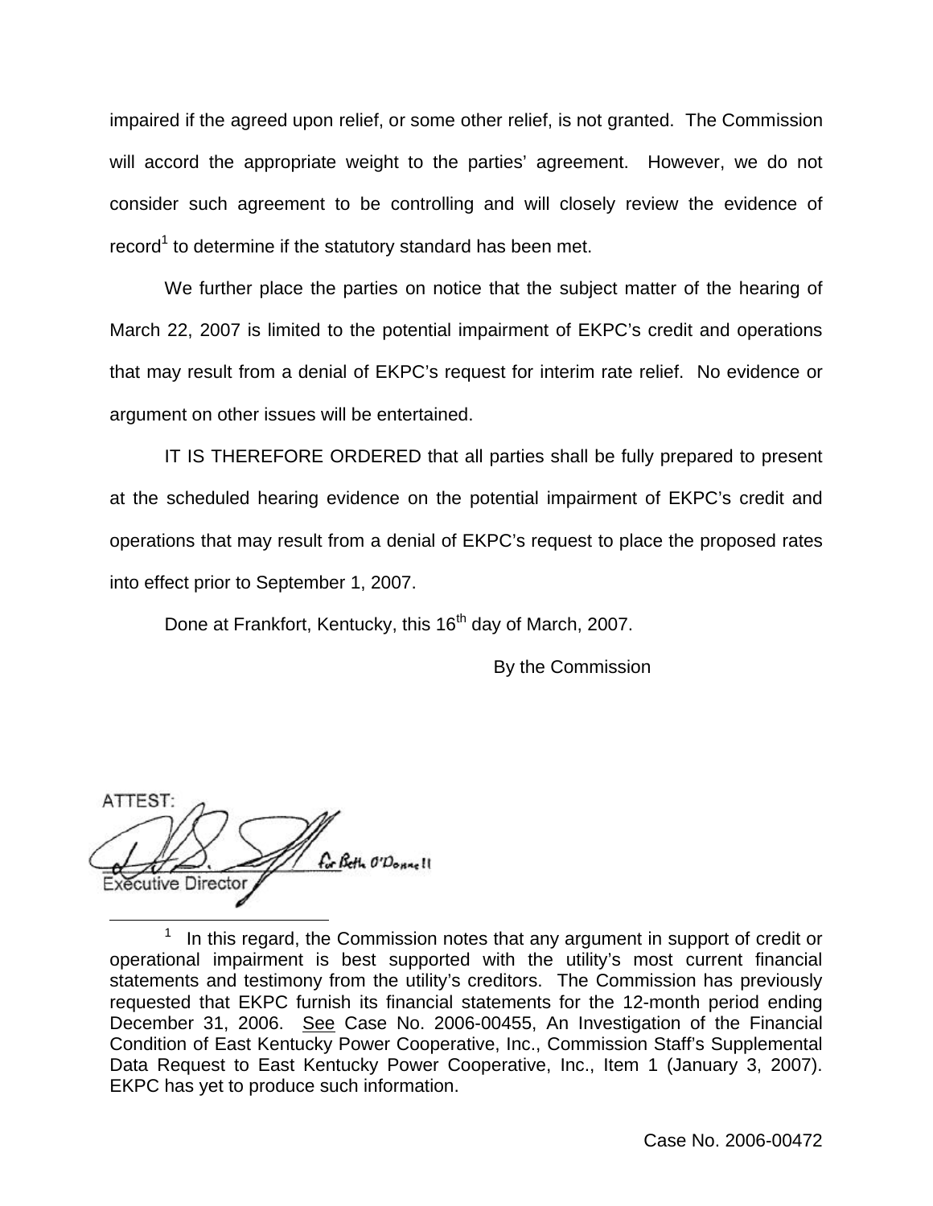impaired if the agreed upon relief, or some other relief, is not granted. The Commission will accord the appropriate weight to the parties' agreement. However, we do not consider such agreement to be controlling and will closely review the evidence of record[1] to determine if the statutory standard has been met.

We further place the parties on notice that the subject matter of the hearing of March 22, 2007 is limited to the potential impairment of EKPC's credit and operations that may result from a denial of EKPC's request for interim rate relief. No evidence or argument on other issues will be entertained.

IT IS THEREFORE ORDERED that all parties shall be fully prepared to present at the scheduled hearing evidence on the potential impairment of EKPC's credit and operations that may result from a denial of EKPC's request to place the proposed rates into effect prior to September 1, 2007.

Done at Frankfort, Kentucky, this 16th day of March, 2007.

By the Commission

ATTEST:

for Beth O'Donnell

Executive Director

[1] In this regard, the Commission notes that any argument in support of credit or operational impairment is best supported with the utility's most current financial statements and testimony from the utility's creditors. The Commission has previously requested that EKPC furnish its financial statements for the 12-month period ending December 31, 2006. See Case No. 2006-00455, An Investigation of the Financial Condition of East Kentucky Power Cooperative, Inc., Commission Staff's Supplemental Data Request to East Kentucky Power Cooperative, Inc., Item 1 (January 3, 2007). EKPC has yet to produce such information.

Case No. 2006-00472